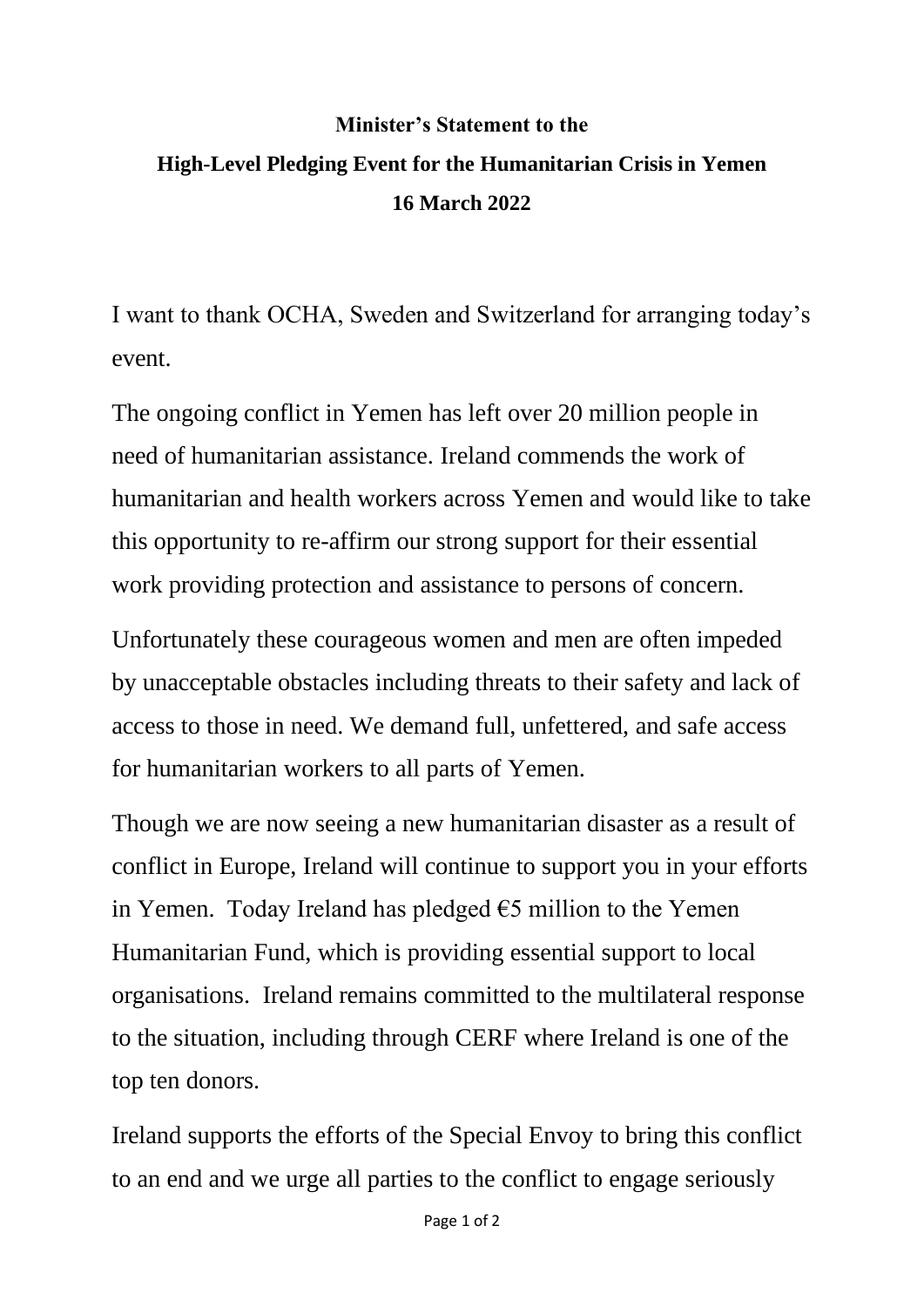**Minister's Statement to the**

**High-Level Pledging Event for the Humanitarian Crisis in Yemen**

**16 March 2022**

I want to thank OCHA, Sweden and Switzerland for arranging today's event.

The ongoing conflict in Yemen has left over 20 million people in need of humanitarian assistance. Ireland commends the work of humanitarian and health workers across Yemen and would like to take this opportunity to re-affirm our strong support for their essential work providing protection and assistance to persons of concern.

Unfortunately these courageous women and men are often impeded by unacceptable obstacles including threats to their safety and lack of access to those in need. We demand full, unfettered, and safe access for humanitarian workers to all parts of Yemen.

Though we are now seeing a new humanitarian disaster as a result of conflict in Europe, Ireland will continue to support you in your efforts in Yemen. Today Ireland has pledged €5 million to the Yemen Humanitarian Fund, which is providing essential support to local organisations. Ireland remains committed to the multilateral response to the situation, including through CERF where Ireland is one of the top ten donors.

Ireland supports the efforts of the Special Envoy to bring this conflict to an end and we urge all parties to the conflict to engage seriously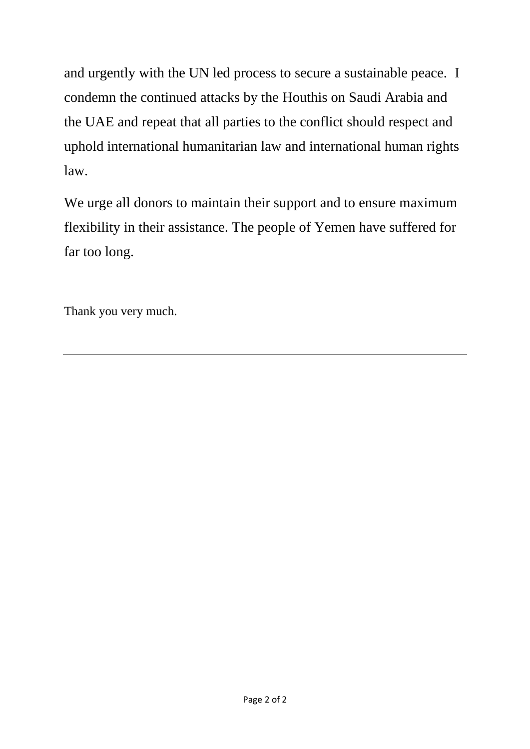and urgently with the UN led process to secure a sustainable peace. I condemn the continued attacks by the Houthis on Saudi Arabia and the UAE and repeat that all parties to the conflict should respect and uphold international humanitarian law and international human rights law.

We urge all donors to maintain their support and to ensure maximum flexibility in their assistance. The people of Yemen have suffered for far too long.

Thank you very much.

---